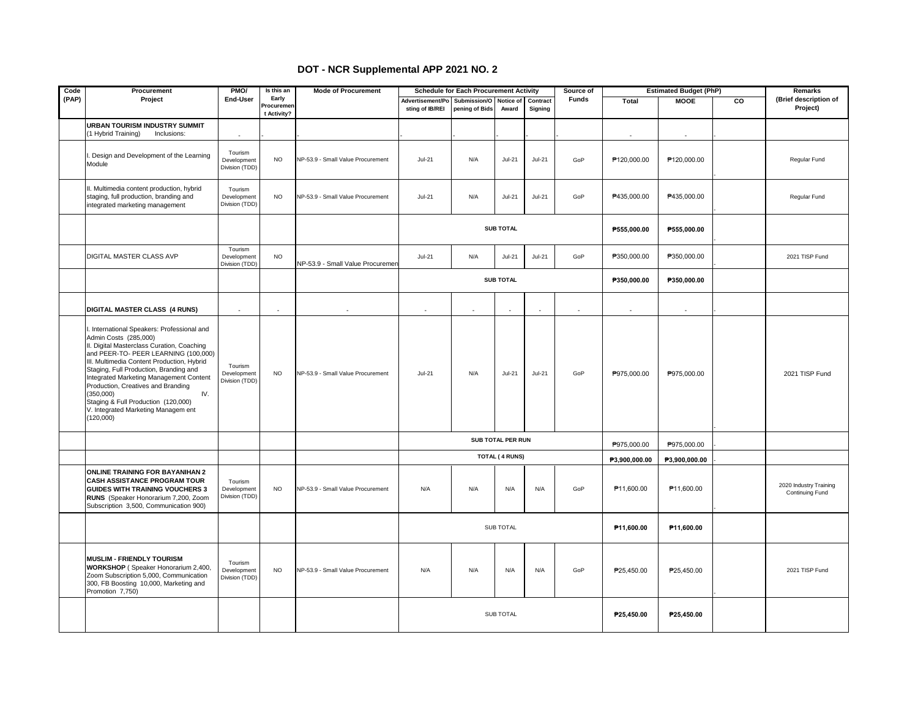# DOT - NCR Supplemental APP 2021 NO. 2

| Code (PAP) | Procurement Project | PMO/ End-User | Is this an Early Procurement Activity? | Mode of Procurement | Schedule for Each Procurement Activity | | | | Source of Funds | Estimated Budget (PhP) | | | Remarks (Brief description of Project) |
|---|---|---|---|---|---|---|---|---|---|---|---|---|---|
| | | | | | Advertisement/Posting of IB/REI | Submission/Opening of Bids | Notice of Award | Contract Signing | | Total | MOOE | CO | |
| | **URBAN TOURISM INDUSTRY SUMMIT** (1 Hybrid Training) Inclusions: | - | - | - | - | - | - | - | - | - | - | - | |
| | I. Design and Development of the Learning Module | Tourism Development Division (TDD) | NO | NP-53.9 - Small Value Procurement | Jul-21 | N/A | Jul-21 | Jul-21 | GoP | ₱120,000.00 | ₱120,000.00 | - | Regular Fund |
| | II. Multimedia content production, hybrid staging, full production, branding and integrated marketing management | Tourism Development Division (TDD) | NO | NP-53.9 - Small Value Procurement | Jul-21 | N/A | Jul-21 | Jul-21 | GoP | ₱435,000.00 | ₱435,000.00 | - | Regular Fund |
| | | | | | SUB TOTAL | | | | | ₱555,000.00 | ₱555,000.00 | - | |
| | DIGITAL MASTER CLASS AVP | Tourism Development Division (TDD) | NO | NP-53.9 - Small Value Procurement | Jul-21 | N/A | Jul-21 | Jul-21 | GoP | ₱350,000.00 | ₱350,000.00 | - | 2021 TISP Fund |
| | | | | | SUB TOTAL | | | | | ₱350,000.00 | ₱350,000.00 | | |
| | **DIGITAL MASTER CLASS (4 RUNS)** | - | - | - | - | - | - | - | - | - | - | - | |
| | I. International Speakers: Professional and Admin Costs (285,000) II. Digital Masterclass Curation, Coaching and PEER-TO- PEER LEARNING (100,000) III. Multimedia Content Production, Hybrid Staging, Full Production, Branding and Integrated Marketing Management Content Production, Creatives and Branding (350,000) IV. Staging & Full Production (120,000) V. Integrated Marketing Managem ent (120,000) | Tourism Development Division (TDD) | NO | NP-53.9 - Small Value Procurement | Jul-21 | N/A | Jul-21 | Jul-21 | GoP | ₱975,000.00 | ₱975,000.00 | - | 2021 TISP Fund |
| | | | | | SUB TOTAL PER RUN | | | | | ₱975,000.00 | ₱975,000.00 | - | |
| | | | | | TOTAL ( 4 RUNS) | | | | | ₱3,900,000.00 | ₱3,900,000.00 | - | |
| | **ONLINE TRAINING FOR BAYANIHAN 2 CASH ASSISTANCE PROGRAM TOUR GUIDES WITH TRAINING VOUCHERS 3 RUNS** (Speaker Honorarium 7,200, Zoom Subscription 3,500, Communication 900) | Tourism Development Division (TDD) | NO | NP-53.9 - Small Value Procurement | N/A | N/A | N/A | N/A | GoP | ₱11,600.00 | ₱11,600.00 | - | 2020 Industry Training Continuing Fund |
| | | | | | SUB TOTAL | | | | | ₱11,600.00 | ₱11,600.00 | | |
| | **MUSLIM - FRIENDLY TOURISM WORKSHOP** ( Speaker Honorarium 2,400, Zoom Subscription 5,000, Communication 300, FB Boosting 10,000, Marketing and Promotion 7,750) | Tourism Development Division (TDD) | NO | NP-53.9 - Small Value Procurement | N/A | N/A | N/A | N/A | GoP | ₱25,450.00 | ₱25,450.00 | - | 2021 TISP Fund |
| | | | | | SUB TOTAL | | | | | ₱25,450.00 | ₱25,450.00 | | |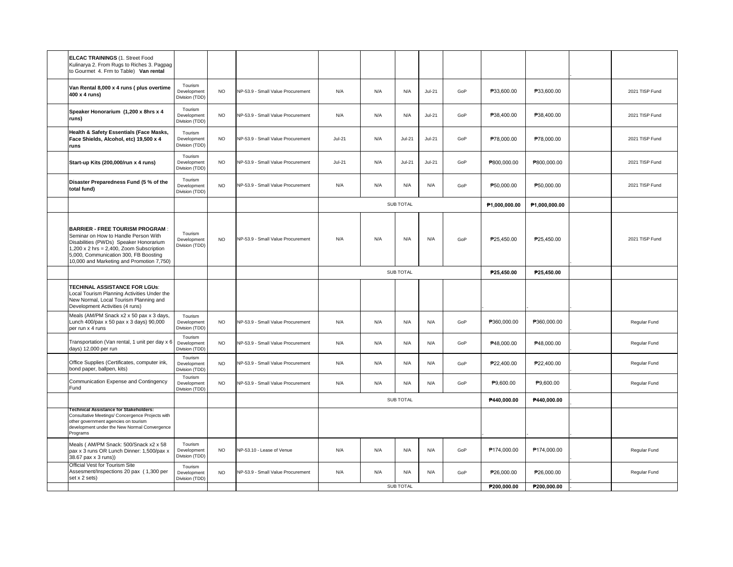| | | | | | | | | | | | | | |
|---|---|---|---|---|---|---|---|---|---|---|---|---|---|
| | **ELCAC TRAININGS** (1. Street Food Kulinarya 2. From Rugs to Riches 3. Pagpag to Gourmet 4. Frm to Table) **Van rental** | | | | | | | | | | | - | |
| | **Van Rental 8,000 x 4 runs ( plus overtime 400 x 4 runs)** | Tourism Development Division (TDD) | NO | NP-53.9 - Small Value Procurement | N/A | N/A | N/A | Jul-21 | GoP | ₱33,600.00 | ₱33,600.00 | | 2021 TISP Fund |
| | **Speaker Honorarium (1,200 x 8hrs x 4 runs)** | Tourism Development Division (TDD) | NO | NP-53.9 - Small Value Procurement | N/A | N/A | N/A | Jul-21 | GoP | ₱38,400.00 | ₱38,400.00 | | 2021 TISP Fund |
| | **Health & Safety Essentials (Face Masks, Face Shields, Alcohol, etc) 19,500 x 4 runs** | Tourism Development Division (TDD) | NO | NP-53.9 - Small Value Procurement | Jul-21 | N/A | Jul-21 | Jul-21 | GoP | ₱78,000.00 | ₱78,000.00 | | 2021 TISP Fund |
| | **Start-up Kits (200,000/run x 4 runs)** | Tourism Development Division (TDD) | NO | NP-53.9 - Small Value Procurement | Jul-21 | N/A | Jul-21 | Jul-21 | GoP | ₱800,000.00 | ₱800,000.00 | | 2021 TISP Fund |
| | **Disaster Preparedness Fund (5 % of the total fund)** | Tourism Development Division (TDD) | NO | NP-53.9 - Small Value Procurement | N/A | N/A | N/A | N/A | GoP | ₱50,000.00 | ₱50,000.00 | | 2021 TISP Fund |
| | | | | | | | SUB TOTAL | | | **₱1,000,000.00** | **₱1,000,000.00** | | |
| | **BARRIER - FREE TOURISM PROGRAM** : Seminar on How to Handle Person With Disabilities (PWDs) Speaker Honorarium 1,200 x 2 hrs = 2,400, Zoom Subscription 5,000, Communication 300, FB Boosting 10,000 and Marketing and Promotion 7,750) | Tourism Development Division (TDD) | NO | NP-53.9 - Small Value Procurement | N/A | N/A | N/A | N/A | GoP | ₱25,450.00 | ₱25,450.00 | - | 2021 TISP Fund |
| | | | | | | | SUB TOTAL | | | **₱25,450.00** | **₱25,450.00** | | |
| | **TECHINAL ASSISTANCE FOR LGUs**: Local Tourism Planning Activities Under the New Normal, Local Tourism Planning and Development Activities (4 runs) | | | | | | | | | - | - | - | |
| | Meals (AM/PM Snack x2 x 50 pax x 3 days, Lunch 400/pax x 50 pax x 3 days) 90,000 per run x 4 runs | Tourism Development Division (TDD) | NO | NP-53.9 - Small Value Procurement | N/A | N/A | N/A | N/A | GoP | ₱360,000.00 | ₱360,000.00 | - | Regular Fund |
| | Transportation (Van rental, 1 unit per day x 6 days) 12,000 per run | Tourism Development Division (TDD) | NO | NP-53.9 - Small Value Procurement | N/A | N/A | N/A | N/A | GoP | ₱48,000.00 | ₱48,000.00 | - | Regular Fund |
| | Office Supplies (Certificates, computer ink, bond paper, ballpen, kits) | Tourism Development Division (TDD) | NO | NP-53.9 - Small Value Procurement | N/A | N/A | N/A | N/A | GoP | ₱22,400.00 | ₱22,400.00 | - | Regular Fund |
| | Communication Expense and Contingency Fund | Tourism Development Division (TDD) | NO | NP-53.9 - Small Value Procurement | N/A | N/A | N/A | N/A | GoP | ₱9,600.00 | ₱9,600.00 | - | Regular Fund |
| | | | | | | | SUB TOTAL | | | **₱440,000.00** | **₱440,000.00** | - | |
| | **Technical Assistance for Stakeholders:** Consultative Meetings/ Concergence Projects with other government agencies on tourism development under the New Normal Convergence Programs | | | | | | | | | - | - | - | |
| | Meals ( AM/PM Snack: 500/Snack x2 x 58 pax x 3 runs OR Lunch Dinner: 1,500/pax x 38.67 pax x 3 runs)) | Tourism Development Division (TDD) | NO | NP-53.10 - Lease of Venue | N/A | N/A | N/A | N/A | GoP | ₱174,000.00 | ₱174,000.00 | - | Regular Fund |
| | Official Vest for Tourism Site Assesment/Inspections 20 pax ( 1,300 per set x 2 sets) | Tourism Development Division (TDD) | NO | NP-53.9 - Small Value Procurement | N/A | N/A | N/A | N/A | GoP | ₱26,000.00 | ₱26,000.00 | - | Regular Fund |
| | | | | | | | SUB TOTAL | | | **₱200,000.00** | **₱200,000.00** | - | |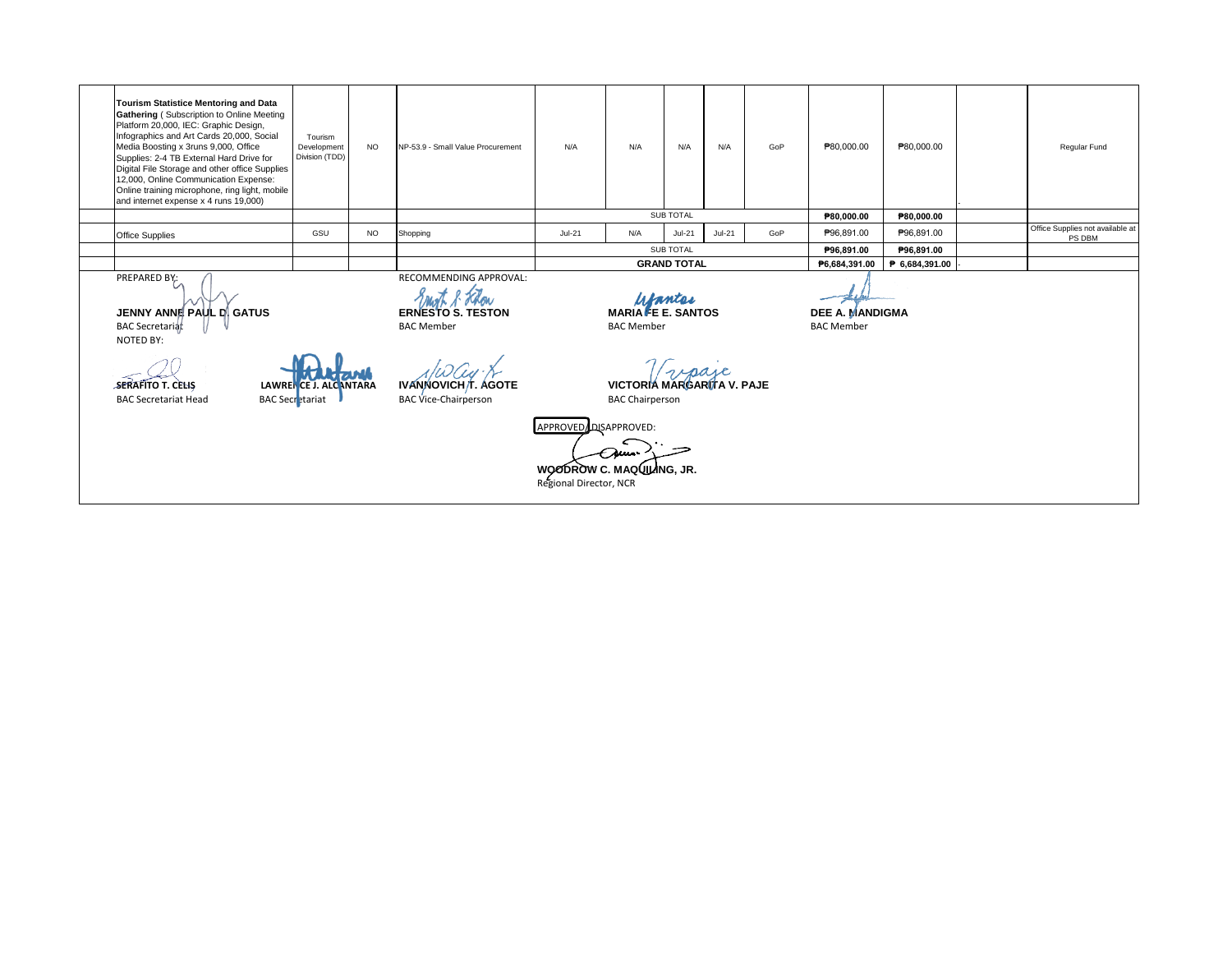| | | | | | | | | | | | | | | |
|---|---|---|---|---|---|---|---|---|---|---|---|---|---|---|
| | **Tourism Statistice Mentoring and Data Gathering** ( Subscription to Online Meeting Platform 20,000, IEC: Graphic Design, Infographics and Art Cards 20,000, Social Media Boosting x 3runs 9,000, Office Supplies: 2-4 TB External Hard Drive for Digital File Storage and other office Supplies 12,000, Online Communication Expense: Online training microphone, ring light, mobile and internet expense x 4 runs 19,000) | Tourism Development Division (TDD) | NO | NP-53.9 - Small Value Procurement | N/A | N/A | N/A | N/A | GoP | ₱80,000.00 | ₱80,000.00 | - | Regular Fund |
| | | | | | | | SUB TOTAL | | | **₱80,000.00** | **₱80,000.00** | | |
| | Office Supplies | GSU | NO | Shopping | Jul-21 | N/A | Jul-21 | Jul-21 | GoP | ₱96,891.00 | ₱96,891.00 | | Office Supplies not available at PS DBM |
| | | | | | | | SUB TOTAL | | | **₱96,891.00** | **₱96,891.00** | | |
| | | | | | | | **GRAND TOTAL** | | | **₱6,684,391.00** | **₱ 6,684,391.00** | - | |

PREPARED BY:

**JENNY ANNE PAUL D. GATUS**
BAC Secretariat

RECOMMENDING APPROVAL:

**ERNESTO S. TESTON**
BAC Member

**MARIA FE E. SANTOS**
BAC Member

**DEE A. MANDIGMA**
BAC Member

NOTED BY:

**SERAFITO T. CELIS**
BAC Secretariat Head

**LAWRENCE J. ALCANTARA**
BAC Secretariat

**IVANNOVICH T. AGOTE**
BAC Vice-Chairperson

**VICTORIA MARGARITA V. PAJE**
BAC Chairperson

APPROVED/DISAPPROVED:

**WOODROW C. MAQUILING, JR.**
Regional Director, NCR